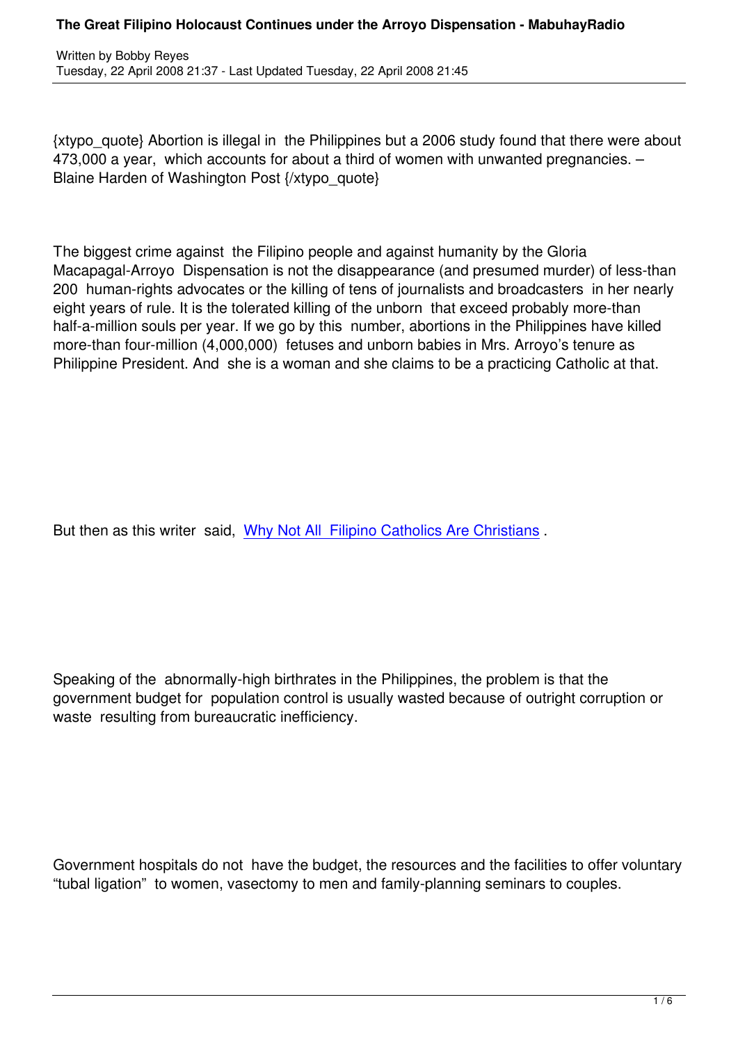{xtypo_quote} Abortion is illegal in the Philippines but a 2006 study found that there were about 473,000 a year, which accounts for about a third of women with unwanted pregnancies. – Blaine Harden of Washington Post {/xtypo_quote}

The biggest crime against the Filipino people and against humanity by the Gloria Macapagal-Arroyo Dispensation is not the disappearance (and presumed murder) of less-than 200 human-rights advocates or the killing of tens of journalists and broadcasters in her nearly eight years of rule. It is the tolerated killing of the unborn that exceed probably more-than half-a-million souls per year. If we go by this number, abortions in the Philippines have killed more-than four-million (4,000,000) fetuses and unborn babies in Mrs. Arroyo's tenure as Philippine President. And she is a woman and she claims to be a practicing Catholic at that.

But then as this writer said, Why Not All Filipino Catholics Are Christians .

Speaking of the abnormally-high birthrates in the Philippines, the problem is that the government budget for population control is usually wasted because of outright corruption or waste resulting from bureaucratic inefficiency.

Government hospitals do not have the budget, the resources and the facilities to offer voluntary "tubal ligation" to women, vasectomy to men and family-planning seminars to couples.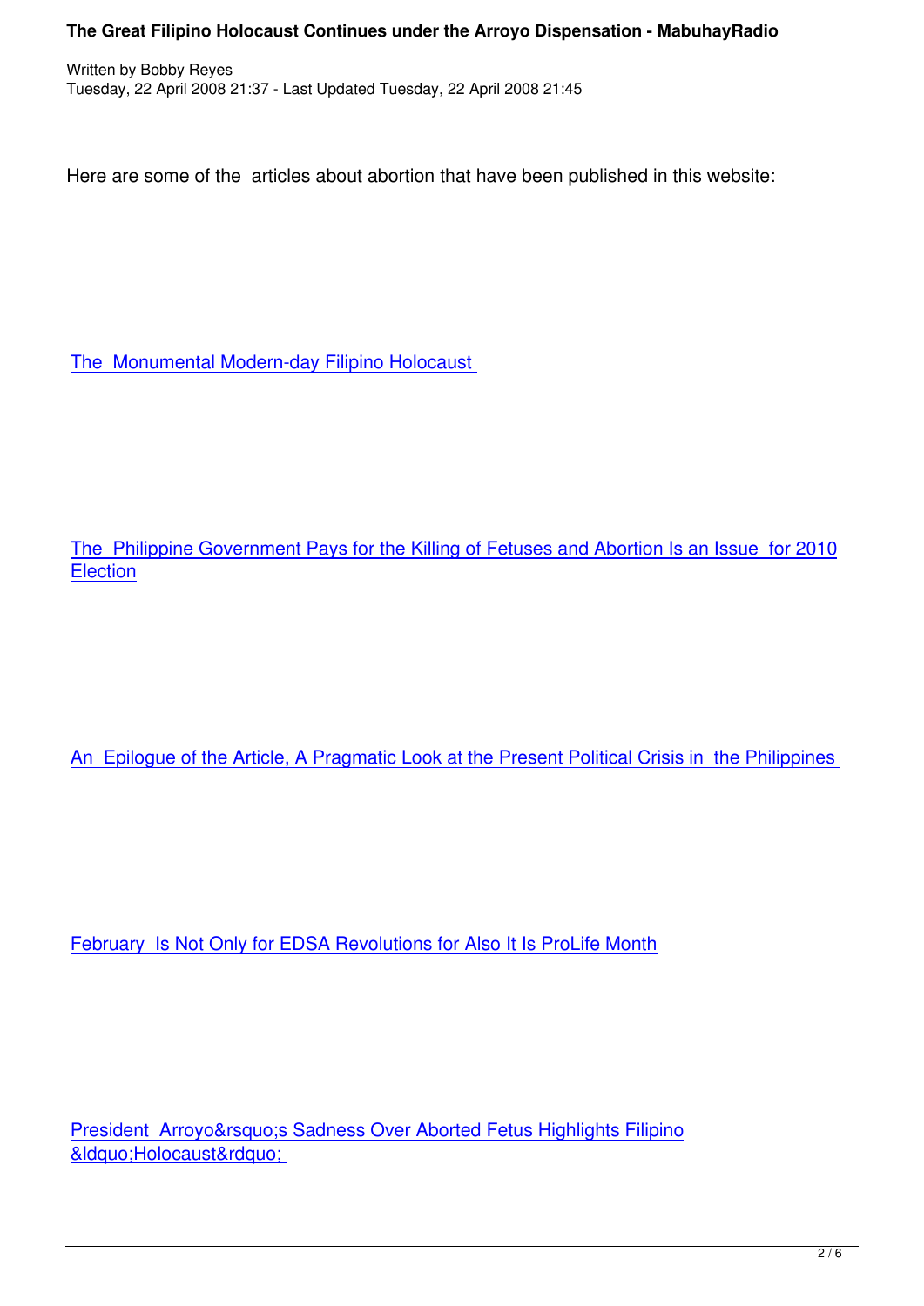Here are some of the articles about abortion that have been published in this website:

The Monumental Modern-day Filipino Holocaust

The Philippine Government Pays for the Killing of Fetuses and Abortion Is an Issue for 2010 Election

An Epilogue of the Article, A Pragmatic Look at the Present Political Crisis in the Philippines

February Is Not Only for EDSA Revolutions for Also It Is ProLife Month

President Arroyo&rsquo;s Sadness Over Aborted Fetus Highlights Filipino &ldquo;Holocaust&rdquo;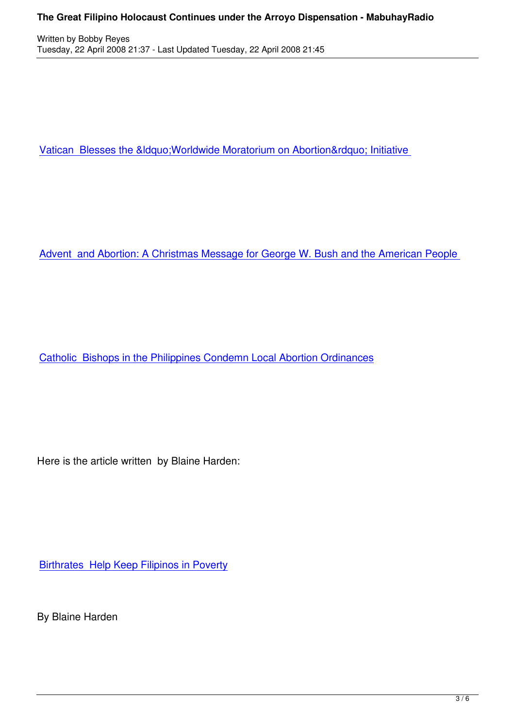Vatican Blesses the &ldquo;Worldwide Moratorium on Abortion&rdquo; Initiative

Advent and Abortion: A Christmas Message for George W. Bush and the American People

Catholic Bishops in the Philippines Condemn Local Abortion Ordinances

Here is the article written by Blaine Harden:

Birthrates Help Keep Filipinos in Poverty

By Blaine Harden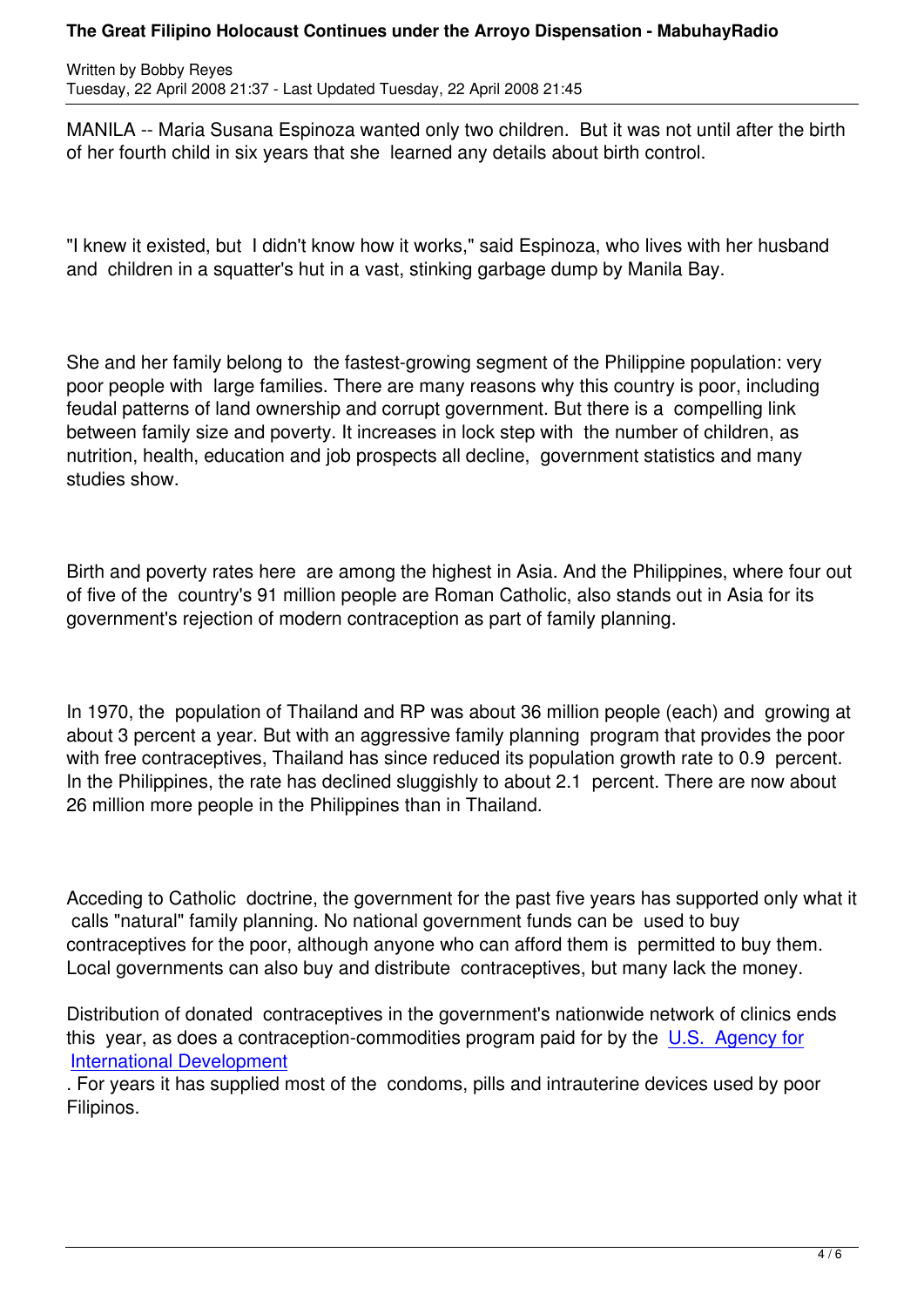MANILA -- Maria Susana Espinoza wanted only two children. But it was not until after the birth of her fourth child in six years that she learned any details about birth control.

"I knew it existed, but I didn't know how it works," said Espinoza, who lives with her husband and children in a squatter's hut in a vast, stinking garbage dump by Manila Bay.

She and her family belong to the fastest-growing segment of the Philippine population: very poor people with large families. There are many reasons why this country is poor, including feudal patterns of land ownership and corrupt government. But there is a compelling link between family size and poverty. It increases in lock step with the number of children, as nutrition, health, education and job prospects all decline, government statistics and many studies show.

Birth and poverty rates here are among the highest in Asia. And the Philippines, where four out of five of the country's 91 million people are Roman Catholic, also stands out in Asia for its government's rejection of modern contraception as part of family planning.

In 1970, the population of Thailand and RP was about 36 million people (each) and growing at about 3 percent a year. But with an aggressive family planning program that provides the poor with free contraceptives, Thailand has since reduced its population growth rate to 0.9 percent. In the Philippines, the rate has declined sluggishly to about 2.1 percent. There are now about 26 million more people in the Philippines than in Thailand.

Acceding to Catholic doctrine, the government for the past five years has supported only what it calls "natural" family planning. No national government funds can be used to buy contraceptives for the poor, although anyone who can afford them is permitted to buy them. Local governments can also buy and distribute contraceptives, but many lack the money.

Distribution of donated contraceptives in the government's nationwide network of clinics ends this year, as does a contraception-commodities program paid for by the U.S. Agency for International Development. For years it has supplied most of the condoms, pills and intrauterine devices used by poor Filipinos.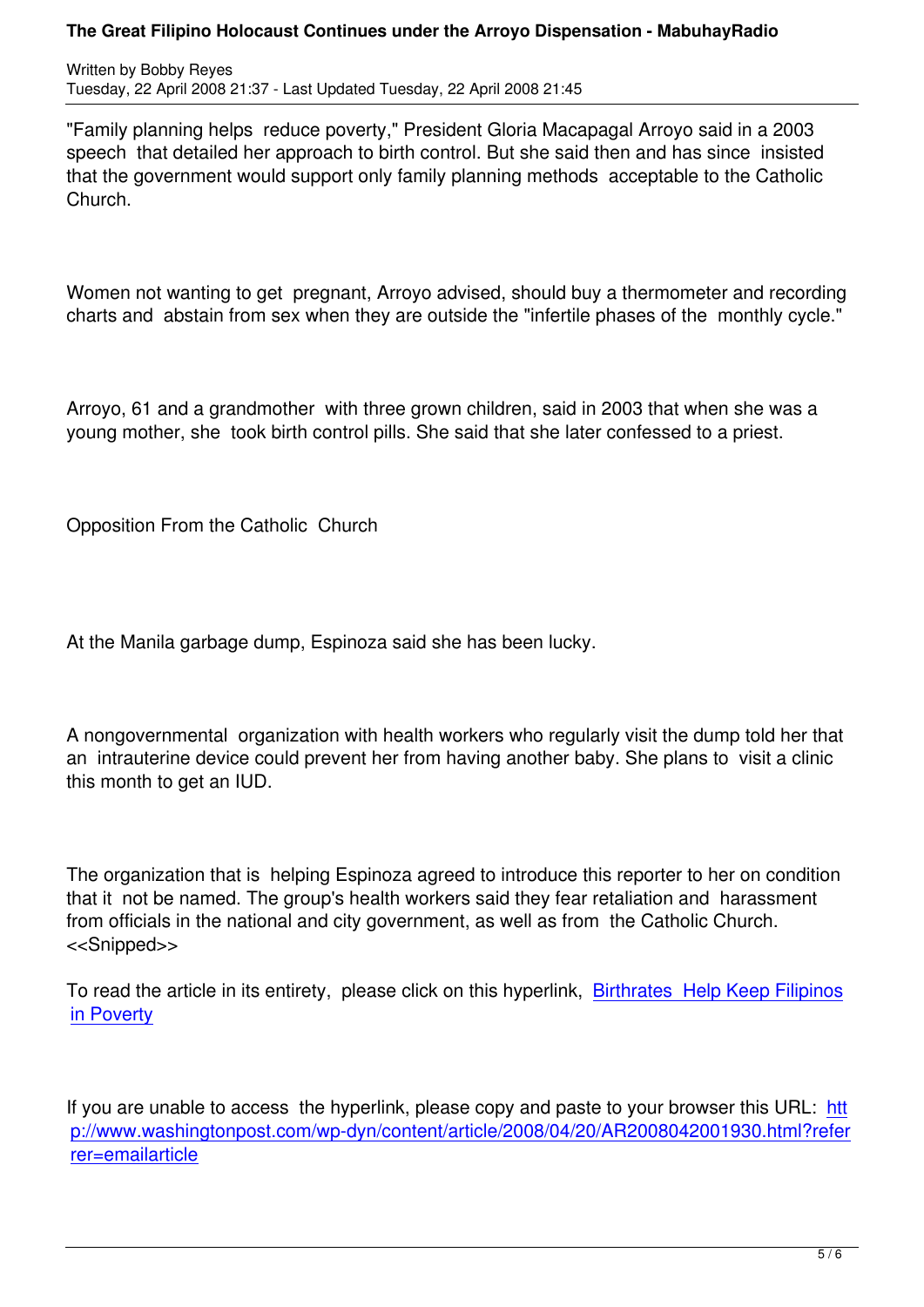"Family planning helps reduce poverty," President Gloria Macapagal Arroyo said in a 2003 speech that detailed her approach to birth control. But she said then and has since insisted that the government would support only family planning methods acceptable to the Catholic Church.

Women not wanting to get pregnant, Arroyo advised, should buy a thermometer and recording charts and abstain from sex when they are outside the "infertile phases of the monthly cycle."

Arroyo, 61 and a grandmother with three grown children, said in 2003 that when she was a young mother, she took birth control pills. She said that she later confessed to a priest.

## Opposition From the Catholic Church

At the Manila garbage dump, Espinoza said she has been lucky.

A nongovernmental organization with health workers who regularly visit the dump told her that an intrauterine device could prevent her from having another baby. She plans to visit a clinic this month to get an IUD.

The organization that is helping Espinoza agreed to introduce this reporter to her on condition that it not be named. The group's health workers said they fear retaliation and harassment from officials in the national and city government, as well as from the Catholic Church. <<Snipped>>

To read the article in its entirety, please click on this hyperlink, [Birthrates Help Keep Filipinos in Poverty](http://www.washingtonpost.com/wp-dyn/content/article/2008/04/20/AR2008042001930.html?referrer=emailarticle)

If you are unable to access the hyperlink, please copy and paste to your browser this URL: http://www.washingtonpost.com/wp-dyn/content/article/2008/04/20/AR2008042001930.html?referrer=emailarticle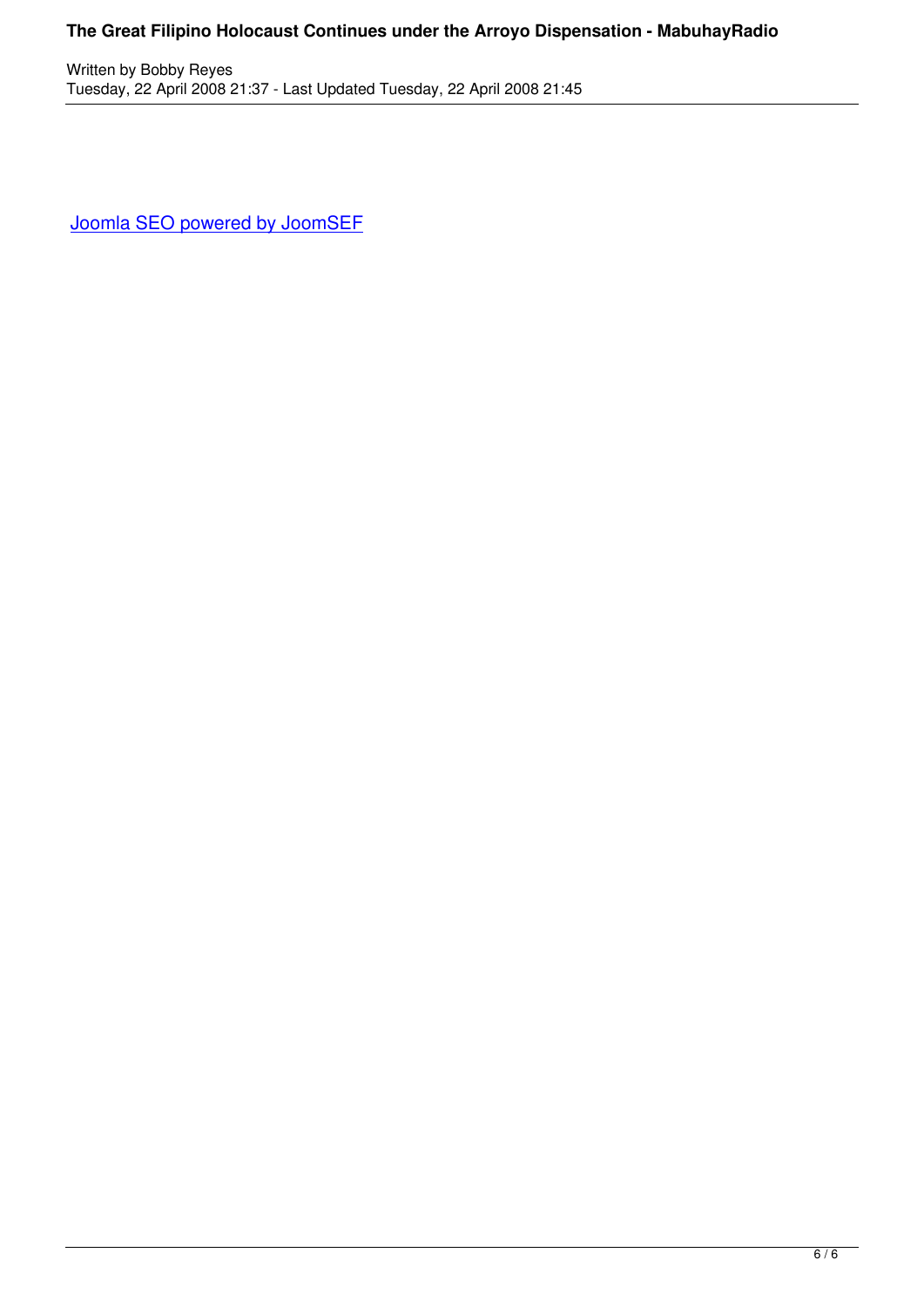[Joomla SEO powered by JoomSEF]